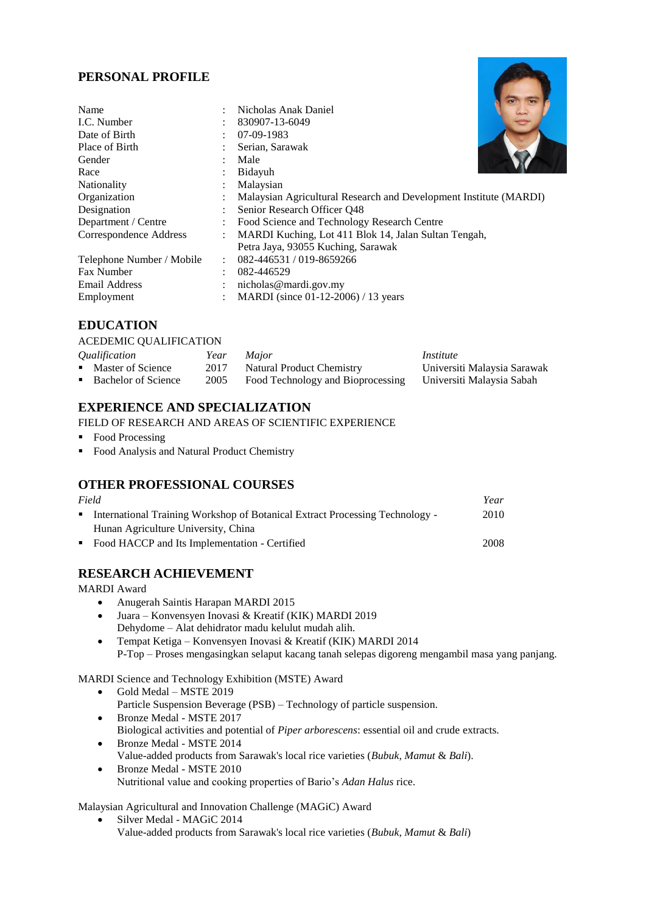## PERSONAL PROFILE

| | | |
|---|---|---|
| Name | : | Nicholas Anak Daniel |
| I.C. Number | : | 830907-13-6049 |
| Date of Birth | : | 07-09-1983 |
| Place of Birth | : | Serian, Sarawak |
| Gender | : | Male |
| Race | : | Bidayuh |
| Nationality | : | Malaysian |
| Organization | : | Malaysian Agricultural Research and Development Institute (MARDI) |
| Designation | : | Senior Research Officer Q48 |
| Department / Centre | : | Food Science and Technology Research Centre |
| Correspondence Address | : | MARDI Kuching, Lot 411 Blok 14, Jalan Sultan Tengah, Petra Jaya, 93055 Kuching, Sarawak |
| Telephone Number / Mobile | : | 082-446531 / 019-8659266 |
| Fax Number | : | 082-446529 |
| Email Address | : | nicholas@mardi.gov.my |
| Employment | : | MARDI (since 01-12-2006) / 13 years |

## EDUCATION

ACEDEMIC QUALIFICATION

| *Qualification* | *Year* | *Major* | *Institute* |
|---|---|---|---|
| ▪ Master of Science | 2017 | Natural Product Chemistry | Universiti Malaysia Sarawak |
| ▪ Bachelor of Science | 2005 | Food Technology and Bioprocessing | Universiti Malaysia Sabah |

## EXPERIENCE AND SPECIALIZATION

FIELD OF RESEARCH AND AREAS OF SCIENTIFIC EXPERIENCE

- Food Processing
- Food Analysis and Natural Product Chemistry

## OTHER PROFESSIONAL COURSES

| *Field* | *Year* |
|---|---|
| ▪ International Training Workshop of Botanical Extract Processing Technology - Hunan Agriculture University, China | 2010 |
| ▪ Food HACCP and Its Implementation - Certified | 2008 |

## RESEARCH ACHIEVEMENT

MARDI Award

- Anugerah Saintis Harapan MARDI 2015
- Juara – Konvensyen Inovasi & Kreatif (KIK) MARDI 2019
  Dehydome – Alat dehidrator madu kelulut mudah alih.
- Tempat Ketiga – Konvensyen Inovasi & Kreatif (KIK) MARDI 2014
  P-Top – Proses mengasingkan selaput kacang tanah selepas digoreng mengambil masa yang panjang.

MARDI Science and Technology Exhibition (MSTE) Award

- Gold Medal – MSTE 2019
  Particle Suspension Beverage (PSB) – Technology of particle suspension.
- Bronze Medal - MSTE 2017
  Biological activities and potential of *Piper arborescens*: essential oil and crude extracts.
- Bronze Medal - MSTE 2014
  Value-added products from Sarawak's local rice varieties (*Bubuk*, *Mamut* & *Bali*).
- Bronze Medal - MSTE 2010
  Nutritional value and cooking properties of Bario's *Adan Halus* rice.

Malaysian Agricultural and Innovation Challenge (MAGiC) Award

- Silver Medal - MAGiC 2014
  Value-added products from Sarawak's local rice varieties (*Bubuk*, *Mamut* & *Bali*)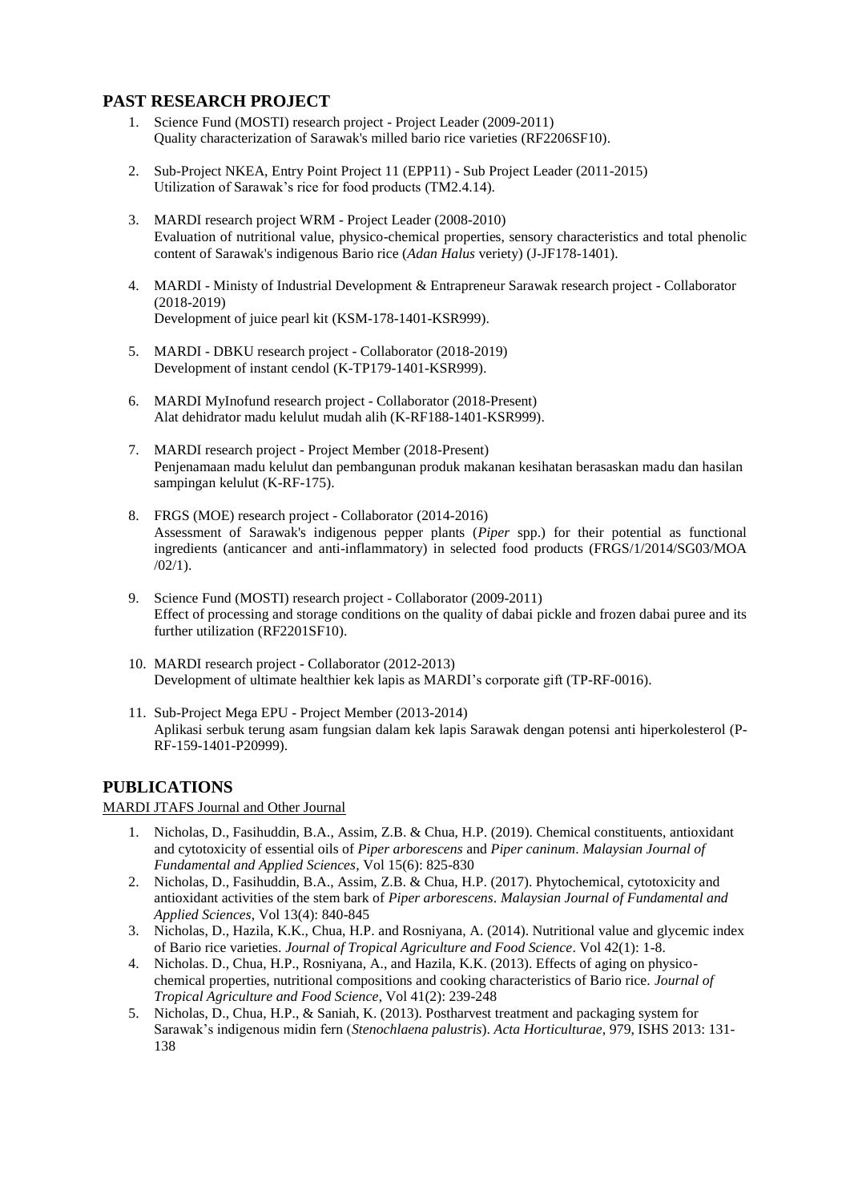## PAST RESEARCH PROJECT

1. Science Fund (MOSTI) research project - Project Leader (2009-2011)
   Quality characterization of Sarawak's milled bario rice varieties (RF2206SF10).

2. Sub-Project NKEA, Entry Point Project 11 (EPP11) - Sub Project Leader (2011-2015)
   Utilization of Sarawak's rice for food products (TM2.4.14).

3. MARDI research project WRM - Project Leader (2008-2010)
   Evaluation of nutritional value, physico-chemical properties, sensory characteristics and total phenolic content of Sarawak's indigenous Bario rice (*Adan Halus* veriety) (J-JF178-1401).

4. MARDI - Ministy of Industrial Development & Entrepreneur Sarawak research project - Collaborator (2018-2019)
   Development of juice pearl kit (KSM-178-1401-KSR999).

5. MARDI - DBKU research project - Collaborator (2018-2019)
   Development of instant cendol (K-TP179-1401-KSR999).

6. MARDI MyInofund research project - Collaborator (2018-Present)
   Alat dehidrator madu kelulut mudah alih (K-RF188-1401-KSR999).

7. MARDI research project - Project Member (2018-Present)
   Penjenamaan madu kelulut dan pembangunan produk makanan kesihatan berasaskan madu dan hasilan sampingan kelulut (K-RF-175).

8. FRGS (MOE) research project - Collaborator (2014-2016)
   Assessment of Sarawak's indigenous pepper plants (*Piper* spp.) for their potential as functional ingredients (anticancer and anti-inflammatory) in selected food products (FRGS/1/2014/SG03/MOA/02/1).

9. Science Fund (MOSTI) research project - Collaborator (2009-2011)
   Effect of processing and storage conditions on the quality of dabai pickle and frozen dabai puree and its further utilization (RF2201SF10).

10. MARDI research project - Collaborator (2012-2013)
    Development of ultimate healthier kek lapis as MARDI's corporate gift (TP-RF-0016).

11. Sub-Project Mega EPU - Project Member (2013-2014)
    Aplikasi serbuk terung asam fungsian dalam kek lapis Sarawak dengan potensi anti hiperkolesterol (P-RF-159-1401-P20999).

## PUBLICATIONS

MARDI JTAFS Journal and Other Journal

1. Nicholas, D., Fasihuddin, B.A., Assim, Z.B. & Chua, H.P. (2019). Chemical constituents, antioxidant and cytotoxicity of essential oils of *Piper arborescens* and *Piper caninum*. *Malaysian Journal of Fundamental and Applied Sciences*, Vol 15(6): 825-830
2. Nicholas, D., Fasihuddin, B.A., Assim, Z.B. & Chua, H.P. (2017). Phytochemical, cytotoxicity and antioxidant activities of the stem bark of *Piper arborescens*. *Malaysian Journal of Fundamental and Applied Sciences*, Vol 13(4): 840-845
3. Nicholas, D., Hazila, K.K., Chua, H.P. and Rosniyana, A. (2014). Nutritional value and glycemic index of Bario rice varieties. *Journal of Tropical Agriculture and Food Science*. Vol 42(1): 1-8.
4. Nicholas. D., Chua, H.P., Rosniyana, A., and Hazila, K.K. (2013). Effects of aging on physico-chemical properties, nutritional compositions and cooking characteristics of Bario rice. *Journal of Tropical Agriculture and Food Science*, Vol 41(2): 239-248
5. Nicholas, D., Chua, H.P., & Saniah, K. (2013). Postharvest treatment and packaging system for Sarawak's indigenous midin fern (*Stenochlaena palustris*). *Acta Horticulturae*, 979, ISHS 2013: 131-138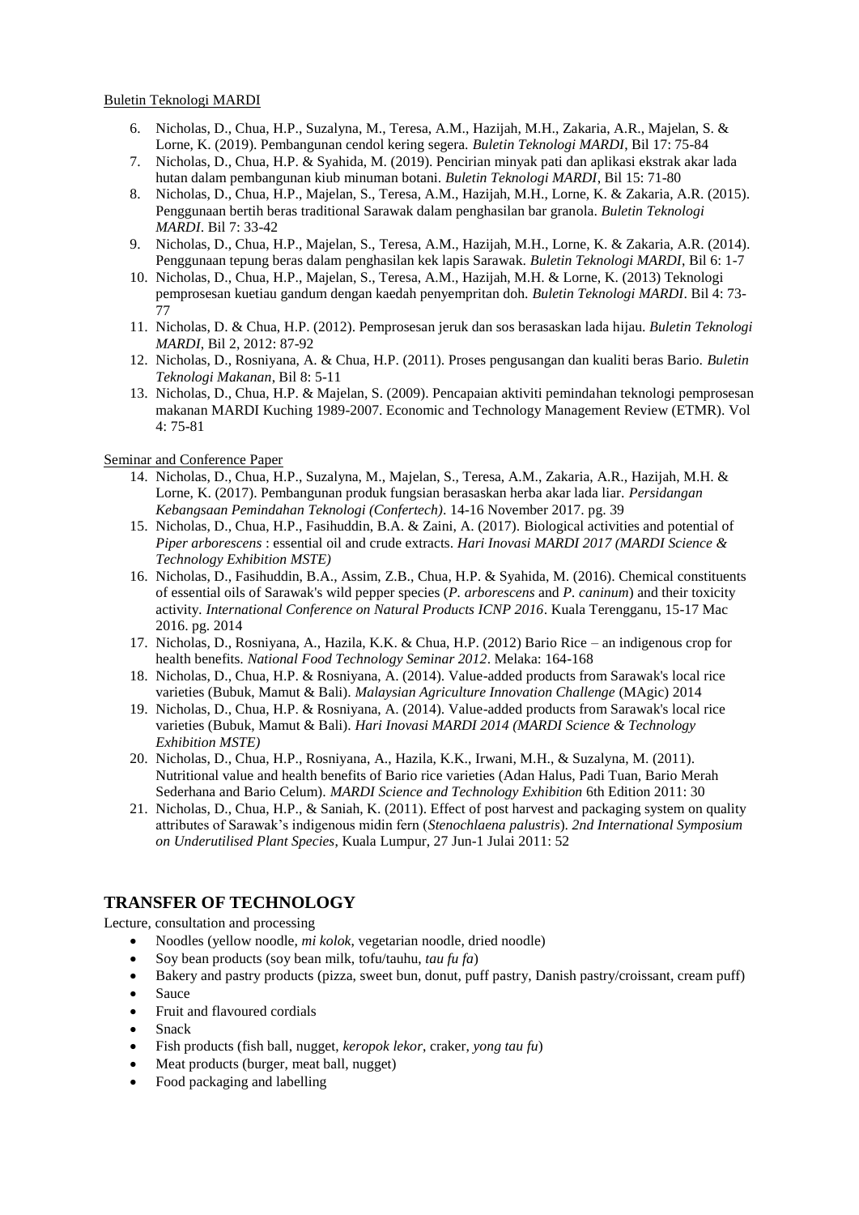Buletin Teknologi MARDI

6. Nicholas, D., Chua, H.P., Suzalyna, M., Teresa, A.M., Hazijah, M.H., Zakaria, A.R., Majelan, S. & Lorne, K. (2019). Pembangunan cendol kering segera. *Buletin Teknologi MARDI*, Bil 17: 75-84
7. Nicholas, D., Chua, H.P. & Syahida, M. (2019). Pencirian minyak pati dan aplikasi ekstrak akar lada hutan dalam pembangunan kiub minuman botani. *Buletin Teknologi MARDI*, Bil 15: 71-80
8. Nicholas, D., Chua, H.P., Majelan, S., Teresa, A.M., Hazijah, M.H., Lorne, K. & Zakaria, A.R. (2015). Penggunaan bertih beras traditional Sarawak dalam penghasilan bar granola. *Buletin Teknologi MARDI*. Bil 7: 33-42
9. Nicholas, D., Chua, H.P., Majelan, S., Teresa, A.M., Hazijah, M.H., Lorne, K. & Zakaria, A.R. (2014). Penggunaan tepung beras dalam penghasilan kek lapis Sarawak. *Buletin Teknologi MARDI*, Bil 6: 1-7
10. Nicholas, D., Chua, H.P., Majelan, S., Teresa, A.M., Hazijah, M.H. & Lorne, K. (2013) Teknologi pemprosesan kuetiau gandum dengan kaedah penyempritan doh. *Buletin Teknologi MARDI*. Bil 4: 73-77
11. Nicholas, D. & Chua, H.P. (2012). Pemprosesan jeruk dan sos berasaskan lada hijau. *Buletin Teknologi MARDI*, Bil 2, 2012: 87-92
12. Nicholas, D., Rosniyana, A. & Chua, H.P. (2011). Proses pengusangan dan kualiti beras Bario. *Buletin Teknologi Makanan*, Bil 8: 5-11
13. Nicholas, D., Chua, H.P. & Majelan, S. (2009). Pencapaian aktiviti pemindahan teknologi pemprosesan makanan MARDI Kuching 1989-2007. Economic and Technology Management Review (ETMR). Vol 4: 75-81

Seminar and Conference Paper

14. Nicholas, D., Chua, H.P., Suzalyna, M., Majelan, S., Teresa, A.M., Zakaria, A.R., Hazijah, M.H. & Lorne, K. (2017). Pembangunan produk fungsian berasaskan herba akar lada liar. *Persidangan Kebangsaan Pemindahan Teknologi (Confertech)*. 14-16 November 2017. pg. 39
15. Nicholas, D., Chua, H.P., Fasihuddin, B.A. & Zaini, A. (2017). Biological activities and potential of *Piper arborescens* : essential oil and crude extracts. *Hari Inovasi MARDI 2017 (MARDI Science & Technology Exhibition MSTE)*
16. Nicholas, D., Fasihuddin, B.A., Assim, Z.B., Chua, H.P. & Syahida, M. (2016). Chemical constituents of essential oils of Sarawak's wild pepper species (*P. arborescens* and *P. caninum*) and their toxicity activity. *International Conference on Natural Products ICNP 2016*. Kuala Terengganu, 15-17 Mac 2016. pg. 2014
17. Nicholas, D., Rosniyana, A., Hazila, K.K. & Chua, H.P. (2012) Bario Rice – an indigenous crop for health benefits. *National Food Technology Seminar 2012*. Melaka: 164-168
18. Nicholas, D., Chua, H.P. & Rosniyana, A. (2014). Value-added products from Sarawak's local rice varieties (Bubuk, Mamut & Bali). *Malaysian Agriculture Innovation Challenge* (MAgic) 2014
19. Nicholas, D., Chua, H.P. & Rosniyana, A. (2014). Value-added products from Sarawak's local rice varieties (Bubuk, Mamut & Bali). *Hari Inovasi MARDI 2014 (MARDI Science & Technology Exhibition MSTE)*
20. Nicholas, D., Chua, H.P., Rosniyana, A., Hazila, K.K., Irwani, M.H., & Suzalyna, M. (2011). Nutritional value and health benefits of Bario rice varieties (Adan Halus, Padi Tuan, Bario Merah Sederhana and Bario Celum). *MARDI Science and Technology Exhibition* 6th Edition 2011: 30
21. Nicholas, D., Chua, H.P., & Saniah, K. (2011). Effect of post harvest and packaging system on quality attributes of Sarawak's indigenous midin fern (*Stenochlaena palustris*). *2nd International Symposium on Underutilised Plant Species*, Kuala Lumpur, 27 Jun-1 Julai 2011: 52

## TRANSFER OF TECHNOLOGY

Lecture, consultation and processing

- Noodles (yellow noodle, *mi kolok*, vegetarian noodle, dried noodle)
- Soy bean products (soy bean milk, tofu/tauhu, *tau fu fa*)
- Bakery and pastry products (pizza, sweet bun, donut, puff pastry, Danish pastry/croissant, cream puff)
- Sauce
- Fruit and flavoured cordials
- Snack
- Fish products (fish ball, nugget, *keropok lekor*, craker, *yong tau fu*)
- Meat products (burger, meat ball, nugget)
- Food packaging and labelling